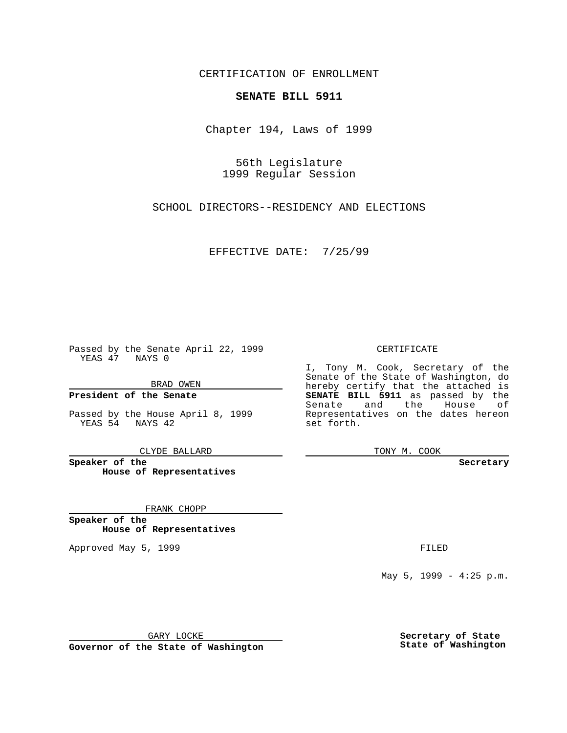CERTIFICATION OF ENROLLMENT

**SENATE BILL 5911**

Chapter 194, Laws of 1999

56th Legislature
1999 Regular Session

SCHOOL DIRECTORS--RESIDENCY AND ELECTIONS

EFFECTIVE DATE: 7/25/99

Passed by the Senate April 22, 1999
YEAS 47 NAYS 0

BRAD OWEN

**President of the Senate**

Passed by the House April 8, 1999
YEAS 54 NAYS 42

CLYDE BALLARD

**Speaker of the House of Representatives**

FRANK CHOPP

**Speaker of the House of Representatives**

Approved May 5, 1999

GARY LOCKE

**Governor of the State of Washington**

CERTIFICATE

I, Tony M. Cook, Secretary of the Senate of the State of Washington, do hereby certify that the attached is **SENATE BILL 5911** as passed by the Senate and the House of Representatives on the dates hereon set forth.

TONY M. COOK

**Secretary**

FILED

May 5, 1999 - 4:25 p.m.

**Secretary of State State of Washington**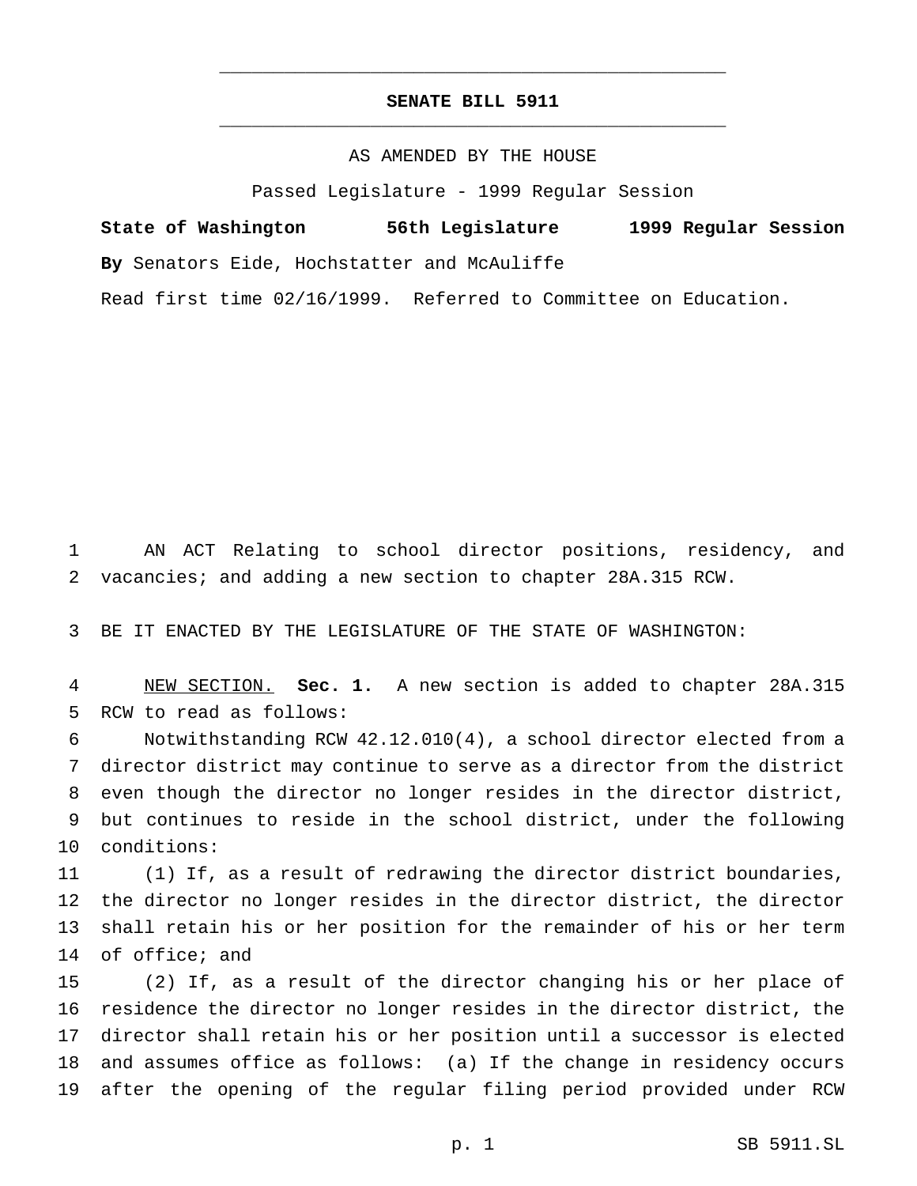# SENATE BILL 5911

AS AMENDED BY THE HOUSE

Passed Legislature - 1999 Regular Session

**State of Washington 56th Legislature 1999 Regular Session**

**By** Senators Eide, Hochstatter and McAuliffe

Read first time 02/16/1999. Referred to Committee on Education.

AN ACT Relating to school director positions, residency, and vacancies; and adding a new section to chapter 28A.315 RCW.

BE IT ENACTED BY THE LEGISLATURE OF THE STATE OF WASHINGTON:

NEW SECTION. **Sec. 1.** A new section is added to chapter 28A.315 RCW to read as follows:

Notwithstanding RCW 42.12.010(4), a school director elected from a director district may continue to serve as a director from the district even though the director no longer resides in the director district, but continues to reside in the school district, under the following conditions:

(1) If, as a result of redrawing the director district boundaries, the director no longer resides in the director district, the director shall retain his or her position for the remainder of his or her term of office; and

(2) If, as a result of the director changing his or her place of residence the director no longer resides in the director district, the director shall retain his or her position until a successor is elected and assumes office as follows: (a) If the change in residency occurs after the opening of the regular filing period provided under RCW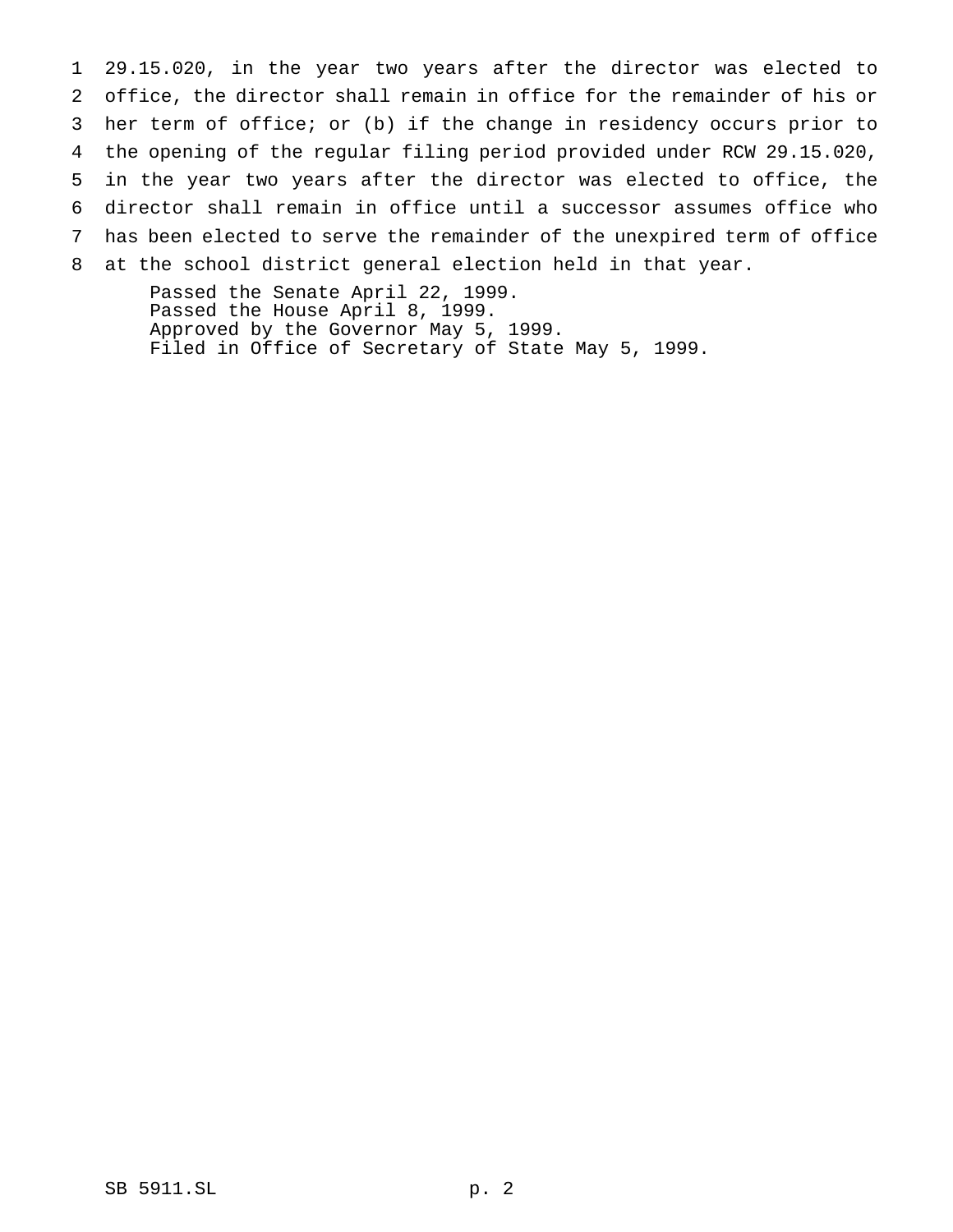29.15.020, in the year two years after the director was elected to office, the director shall remain in office for the remainder of his or her term of office; or (b) if the change in residency occurs prior to the opening of the regular filing period provided under RCW 29.15.020, in the year two years after the director was elected to office, the director shall remain in office until a successor assumes office who has been elected to serve the remainder of the unexpired term of office at the school district general election held in that year.

Passed the Senate April 22, 1999.
Passed the House April 8, 1999.
Approved by the Governor May 5, 1999.
Filed in Office of Secretary of State May 5, 1999.